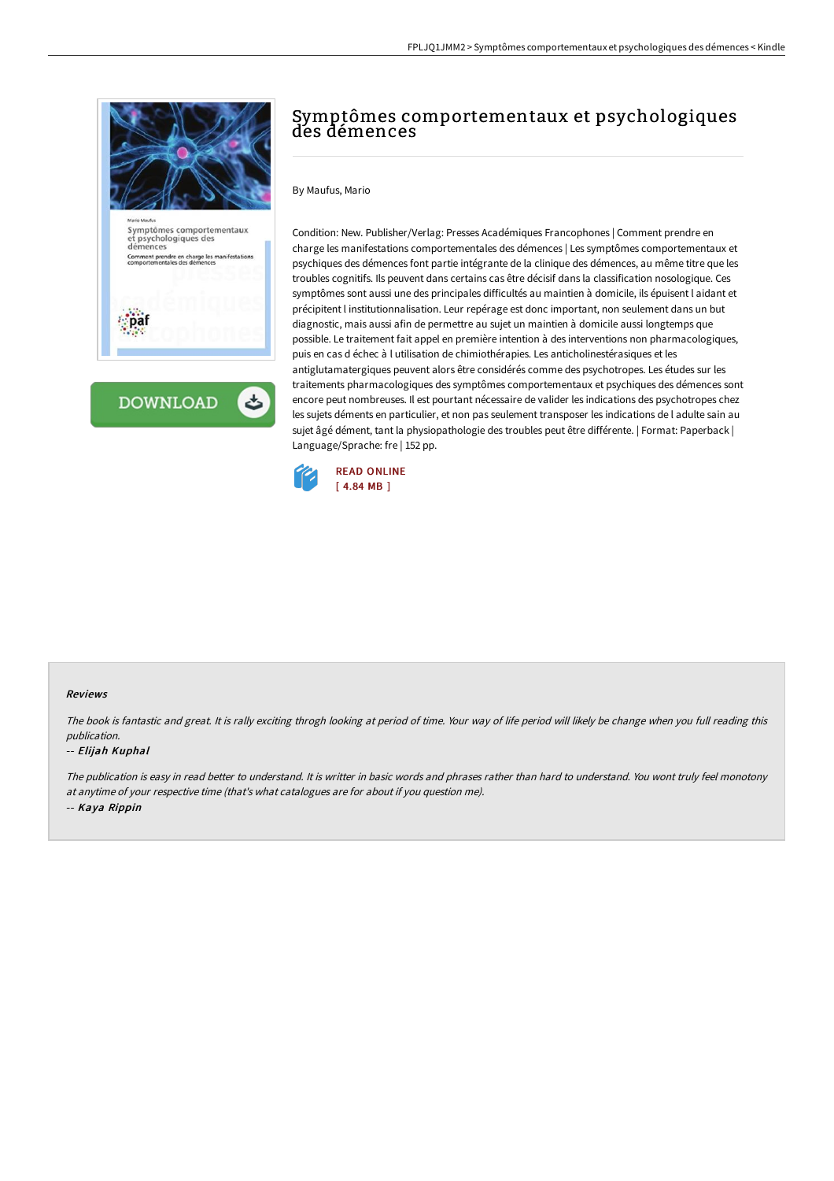# Symptômes comportementaux et psychologiques des démences

By Maufus, Mario

Condition: New. Publisher/Verlag: Presses Académiques Francophones | Comment prendre en charge les manifestations comportementales des démences | Les symptômes comportementaux et psychiques des démences font partie intégrante de la clinique des démences, au même titre que les troubles cognitifs. Ils peuvent dans certains cas être décisif dans la classification nosologique. Ces symptômes sont aussi une des principales difficultés au maintien à domicile, ils épuisent l aidant et précipitent l institutionnalisation. Leur repérage est donc important, non seulement dans un but diagnostic, mais aussi afin de permettre au sujet un maintien à domicile aussi longtemps que possible. Le traitement fait appel en première intention à des interventions non pharmacologiques, puis en cas d échec à l utilisation de chimiothérapies. Les anticholinestérasiques et les antiglutamatergiques peuvent alors être considérés comme des psychotropes. Les études sur les traitements pharmacologiques des symptômes comportementaux et psychiques des démences sont encore peut nombreuses. Il est pourtant nécessaire de valider les indications des psychotropes chez les sujets déments en particulier, et non pas seulement transposer les indications de l adulte sain au sujet âgé dément, tant la physiopathologie des troubles peut être différente. | Format: Paperback | Language/Sprache: fre | 152 pp.

READ ONLINE
[ 4.84 MB ]

#### Reviews

*The book is fantastic and great. It is rally exciting throgh looking at period of time. Your way of life period will likely be change when you full reading this publication.*

-- ***Elijah Kuphal***

*The publication is easy in read better to understand. It is writter in basic words and phrases rather than hard to understand. You wont truly feel monotony at anytime of your respective time (that's what catalogues are for about if you question me).*

-- ***Kaya Rippin***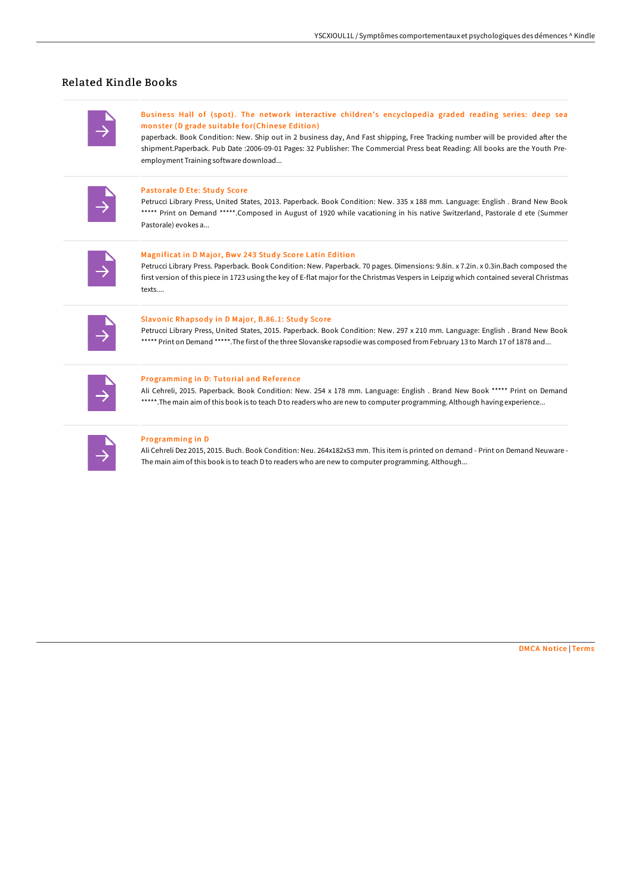## Related Kindle Books

### Business Hall of (spot). The network interactive children's encyclopedia graded reading series: deep sea monster (D grade suitable for(Chinese Edition)

paperback. Book Condition: New. Ship out in 2 business day, And Fast shipping, Free Tracking number will be provided after the shipment.Paperback. Pub Date :2006-09-01 Pages: 32 Publisher: The Commercial Press beat Reading: All books are the Youth Pre-employment Training software download...

### Pastorale D Ete: Study Score

Petrucci Library Press, United States, 2013. Paperback. Book Condition: New. 335 x 188 mm. Language: English . Brand New Book ***** Print on Demand *****.Composed in August of 1920 while vacationing in his native Switzerland, Pastorale d ete (Summer Pastorale) evokes a...

### Magnificat in D Major, Bwv 243 Study Score Latin Edition

Petrucci Library Press. Paperback. Book Condition: New. Paperback. 70 pages. Dimensions: 9.8in. x 7.2in. x 0.3in.Bach composed the first version of this piece in 1723 using the key of E-flat major for the Christmas Vespers in Leipzig which contained several Christmas texts....

### Slavonic Rhapsody in D Major, B.86.1: Study Score

Petrucci Library Press, United States, 2015. Paperback. Book Condition: New. 297 x 210 mm. Language: English . Brand New Book ***** Print on Demand *****.The first of the three Slovanske rapsodie was composed from February 13 to March 17 of 1878 and...

### Programming in D: Tutorial and Reference

Ali Cehreli, 2015. Paperback. Book Condition: New. 254 x 178 mm. Language: English . Brand New Book ***** Print on Demand *****.The main aim of this book is to teach D to readers who are new to computer programming. Although having experience...

### Programming in D

Ali Cehreli Dez 2015, 2015. Buch. Book Condition: Neu. 264x182x53 mm. This item is printed on demand - Print on Demand Neuware - The main aim of this book is to teach D to readers who are new to computer programming. Although...